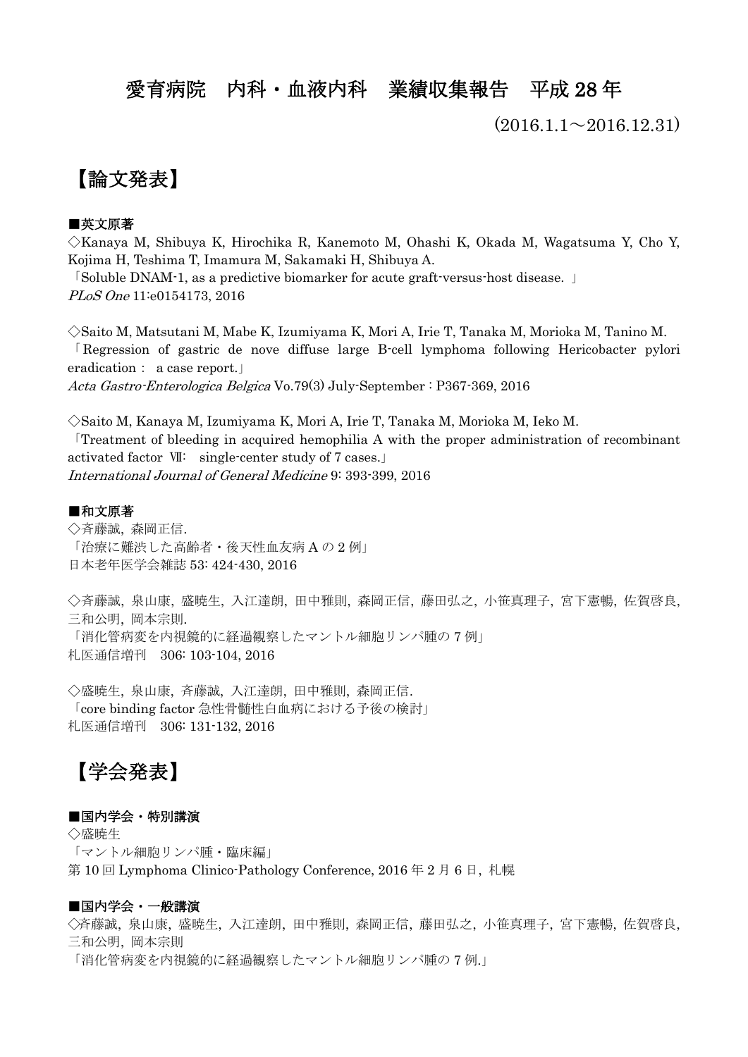# 愛育病院　内科・血液内科　業績収集報告　平成 28 年

(2016.1.1～2016.12.31)

## 【論文発表】

**■英文原著**

◇Kanaya M, Shibuya K, Hirochika R, Kanemoto M, Ohashi K, Okada M, Wagatsuma Y, Cho Y, Kojima H, Teshima T, Imamura M, Sakamaki H, Shibuya A.
「Soluble DNAM-1, as a predictive biomarker for acute graft-versus-host disease. 」
*PLoS One* 11:e0154173, 2016

◇Saito M, Matsutani M, Mabe K, Izumiyama K, Mori A, Irie T, Tanaka M, Morioka M, Tanino M.
「Regression of gastric de nove diffuse large B-cell lymphoma following Hericobacter pylori eradication： a case report.」
*Acta Gastro-Enterologica Belgica* Vo.79(3) July-September : P367-369, 2016

◇Saito M, Kanaya M, Izumiyama K, Mori A, Irie T, Tanaka M, Morioka M, Ieko M.
「Treatment of bleeding in acquired hemophilia A with the proper administration of recombinant activated factor Ⅶ:　single-center study of 7 cases.」
*International Journal of General Medicine* 9: 393-399, 2016

**■和文原著**

◇斉藤誠, 森岡正信.
「治療に難渋した高齢者・後天性血友病 A の 2 例」
日本老年医学会雑誌 53: 424-430, 2016

◇斉藤誠, 泉山康, 盛暁生, 入江達朗, 田中雅則, 森岡正信, 藤田弘之, 小笹真理子, 宮下憲暢, 佐賀啓良, 三和公明, 岡本宗則.
「消化管病変を内視鏡的に経過観察したマントル細胞リンパ腫の 7 例」
札医通信増刊　306: 103-104, 2016

◇盛暁生, 泉山康, 斉藤誠, 入江達朗, 田中雅則, 森岡正信.
「core binding factor 急性骨髄性白血病における予後の検討」
札医通信増刊　306: 131-132, 2016

## 【学会発表】

**■国内学会・特別講演**

◇盛暁生
「マントル細胞リンパ腫・臨床編」
第 10 回 Lymphoma Clinico-Pathology Conference, 2016 年 2 月 6 日, 札幌

**■国内学会・一般講演**

◇斉藤誠, 泉山康, 盛暁生, 入江達朗, 田中雅則, 森岡正信, 藤田弘之, 小笹真理子, 宮下憲暢, 佐賀啓良, 三和公明, 岡本宗則
「消化管病変を内視鏡的に経過観察したマントル細胞リンパ腫の 7 例.」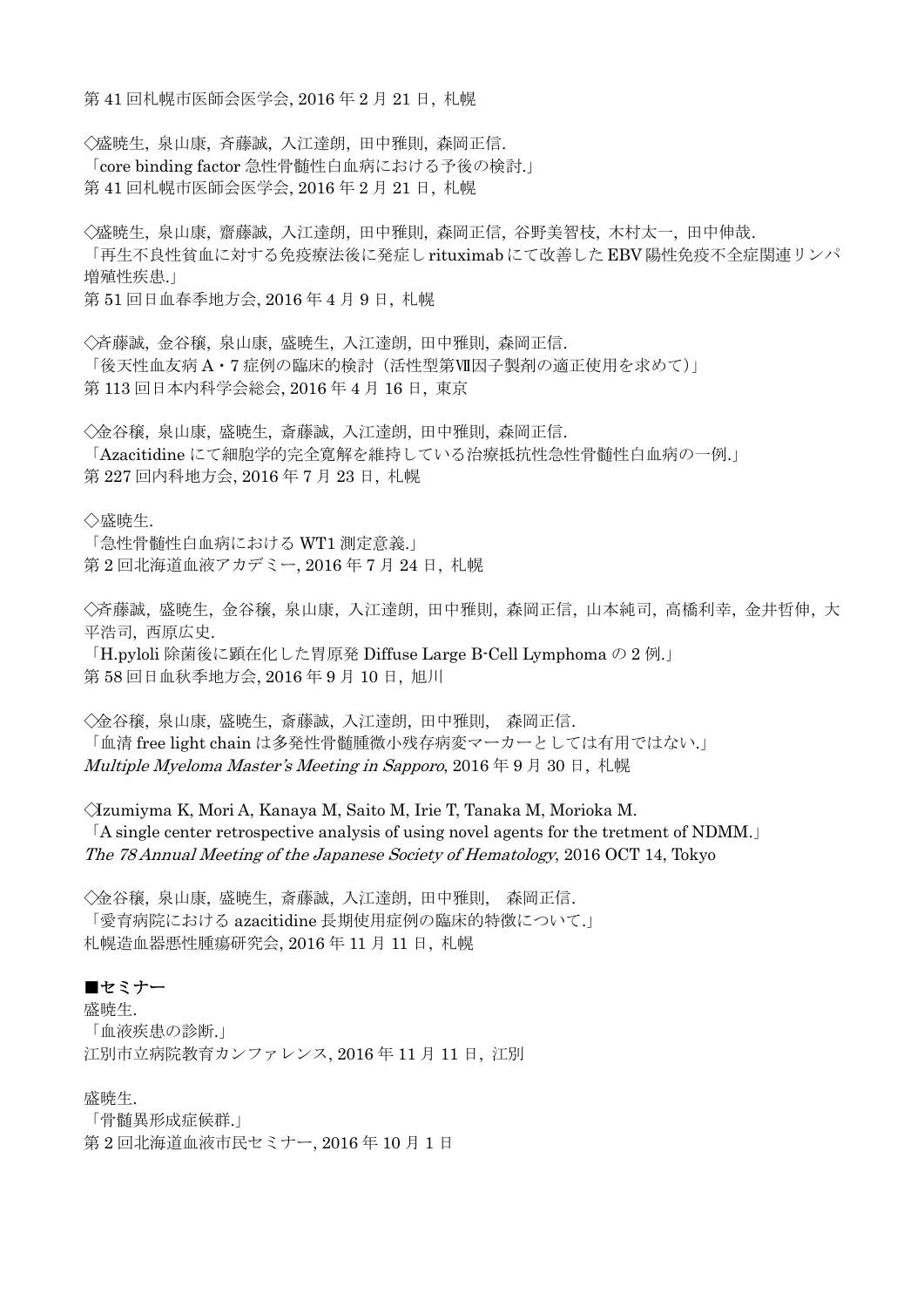第 41 回札幌市医師会医学会, 2016 年 2 月 21 日, 札幌

◇盛暁生, 泉山康, 斉藤誠, 入江達朗, 田中雅則, 森岡正信.
「core binding factor 急性骨髄性白血病における予後の検討.」
第 41 回札幌市医師会医学会, 2016 年 2 月 21 日, 札幌

◇盛暁生, 泉山康, 齋藤誠, 入江達朗, 田中雅則, 森岡正信, 谷野美智枝, 木村太一, 田中伸哉.
「再生不良性貧血に対する免疫療法後に発症し rituximab にて改善した EBV 陽性免疫不全症関連リンパ増殖性疾患.」
第 51 回日血春季地方会, 2016 年 4 月 9 日, 札幌

◇斉藤誠, 金谷穣, 泉山康, 盛暁生, 入江達朗, 田中雅則, 森岡正信.
「後天性血友病 A・7 症例の臨床的検討（活性型第Ⅶ因子製剤の適正使用を求めて）」
第 113 回日本内科学会総会, 2016 年 4 月 16 日, 東京

◇金谷穣, 泉山康, 盛暁生, 斎藤誠, 入江達朗, 田中雅則, 森岡正信.
「Azacitidine にて細胞学的完全寛解を維持している治療抵抗性急性骨髄性白血病の一例.」
第 227 回内科地方会, 2016 年 7 月 23 日, 札幌

◇盛暁生.
「急性骨髄性白血病における WT1 測定意義.」
第 2 回北海道血液アカデミー, 2016 年 7 月 24 日, 札幌

◇斉藤誠, 盛暁生, 金谷穣, 泉山康, 入江達朗, 田中雅則, 森岡正信, 山本純司, 高橋利幸, 金井哲伸, 大平浩司, 西原広史.
「H.pyloli 除菌後に顕在化した胃原発 Diffuse Large B-Cell Lymphoma の 2 例.」
第 58 回日血秋季地方会, 2016 年 9 月 10 日, 旭川

◇金谷穣, 泉山康, 盛暁生, 斎藤誠, 入江達朗, 田中雅則, 森岡正信.
「血清 free light chain は多発性骨髄腫微小残存病変マーカーとしては有用ではない.」
*Multiple Myeloma Master's Meeting in Sapporo*, 2016 年 9 月 30 日, 札幌

◇Izumiyma K, Mori A, Kanaya M, Saito M, Irie T, Tanaka M, Morioka M.
「A single center retrospective analysis of using novel agents for the tretment of NDMM.」
*The 78 Annual Meeting of the Japanese Society of Hematology*, 2016 OCT 14, Tokyo

◇金谷穣, 泉山康, 盛暁生, 斎藤誠, 入江達朗, 田中雅則, 森岡正信.
「愛育病院における azacitidine 長期使用症例の臨床的特徴について.」
札幌造血器悪性腫瘍研究会, 2016 年 11 月 11 日, 札幌

**■セミナー**

盛暁生.
「血液疾患の診断.」
江別市立病院教育カンファレンス, 2016 年 11 月 11 日, 江別

盛暁生.
「骨髄異形成症候群.」
第 2 回北海道血液市民セミナー, 2016 年 10 月 1 日